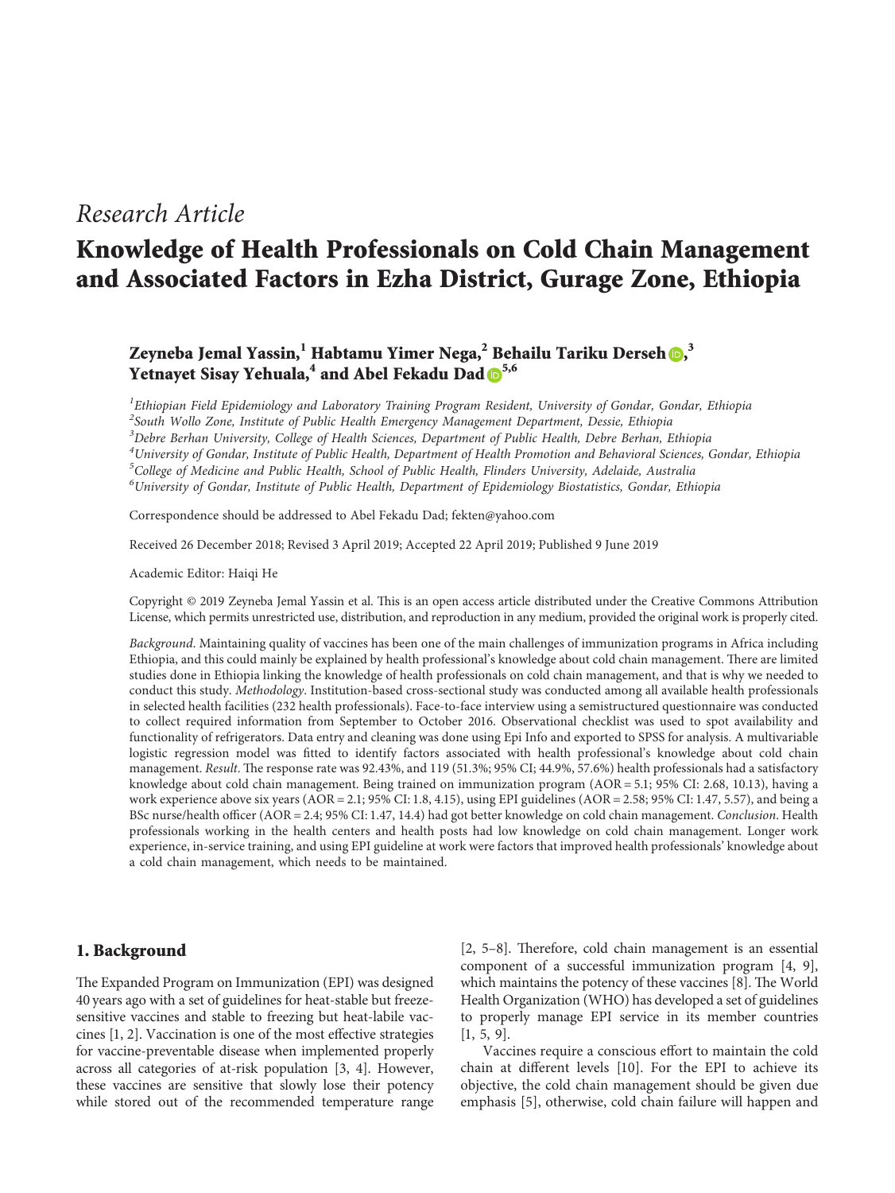*Research Article*

# Knowledge of Health Professionals on Cold Chain Management and Associated Factors in Ezha District, Gurage Zone, Ethiopia

**Zeyneba Jemal Yassin,[1] Habtamu Yimer Nega,[2] Behailu Tariku Derseh,[3] Yetnayet Sisay Yehuala,[4] and Abel Fekadu Dad[5,6]**

[1]*Ethiopian Field Epidemiology and Laboratory Training Program Resident, University of Gondar, Gondar, Ethiopia*
[2]*South Wollo Zone, Institute of Public Health Emergency Management Department, Dessie, Ethiopia*
[3]*Debre Berhan University, College of Health Sciences, Department of Public Health, Debre Berhan, Ethiopia*
[4]*University of Gondar, Institute of Public Health, Department of Health Promotion and Behavioral Sciences, Gondar, Ethiopia*
[5]*College of Medicine and Public Health, School of Public Health, Flinders University, Adelaide, Australia*
[6]*University of Gondar, Institute of Public Health, Department of Epidemiology Biostatistics, Gondar, Ethiopia*

Correspondence should be addressed to Abel Fekadu Dad; fekten@yahoo.com

Received 26 December 2018; Revised 3 April 2019; Accepted 22 April 2019; Published 9 June 2019

Academic Editor: Haiqi He

Copyright © 2019 Zeyneba Jemal Yassin et al. This is an open access article distributed under the Creative Commons Attribution License, which permits unrestricted use, distribution, and reproduction in any medium, provided the original work is properly cited.

*Background*. Maintaining quality of vaccines has been one of the main challenges of immunization programs in Africa including Ethiopia, and this could mainly be explained by health professional's knowledge about cold chain management. There are limited studies done in Ethiopia linking the knowledge of health professionals on cold chain management, and that is why we needed to conduct this study. *Methodology*. Institution-based cross-sectional study was conducted among all available health professionals in selected health facilities (232 health professionals). Face-to-face interview using a semistructured questionnaire was conducted to collect required information from September to October 2016. Observational checklist was used to spot availability and functionality of refrigerators. Data entry and cleaning was done using Epi Info and exported to SPSS for analysis. A multivariable logistic regression model was fitted to identify factors associated with health professional's knowledge about cold chain management. *Result*. The response rate was 92.43%, and 119 (51.3%; 95% CI; 44.9%, 57.6%) health professionals had a satisfactory knowledge about cold chain management. Being trained on immunization program (AOR = 5.1; 95% CI: 2.68, 10.13), having a work experience above six years (AOR = 2.1; 95% CI: 1.8, 4.15), using EPI guidelines (AOR = 2.58; 95% CI: 1.47, 5.57), and being a BSc nurse/health officer (AOR = 2.4; 95% CI: 1.47, 14.4) had got better knowledge on cold chain management. *Conclusion*. Health professionals working in the health centers and health posts had low knowledge on cold chain management. Longer work experience, in-service training, and using EPI guideline at work were factors that improved health professionals' knowledge about a cold chain management, which needs to be maintained.

## 1. Background

The Expanded Program on Immunization (EPI) was designed 40 years ago with a set of guidelines for heat-stable but freeze-sensitive vaccines and stable to freezing but heat-labile vaccines [1, 2]. Vaccination is one of the most effective strategies for vaccine-preventable disease when implemented properly across all categories of at-risk population [3, 4]. However, these vaccines are sensitive that slowly lose their potency while stored out of the recommended temperature range [2, 5–8]. Therefore, cold chain management is an essential component of a successful immunization program [4, 9], which maintains the potency of these vaccines [8]. The World Health Organization (WHO) has developed a set of guidelines to properly manage EPI service in its member countries [1, 5, 9].

Vaccines require a conscious effort to maintain the cold chain at different levels [10]. For the EPI to achieve its objective, the cold chain management should be given due emphasis [5], otherwise, cold chain failure will happen and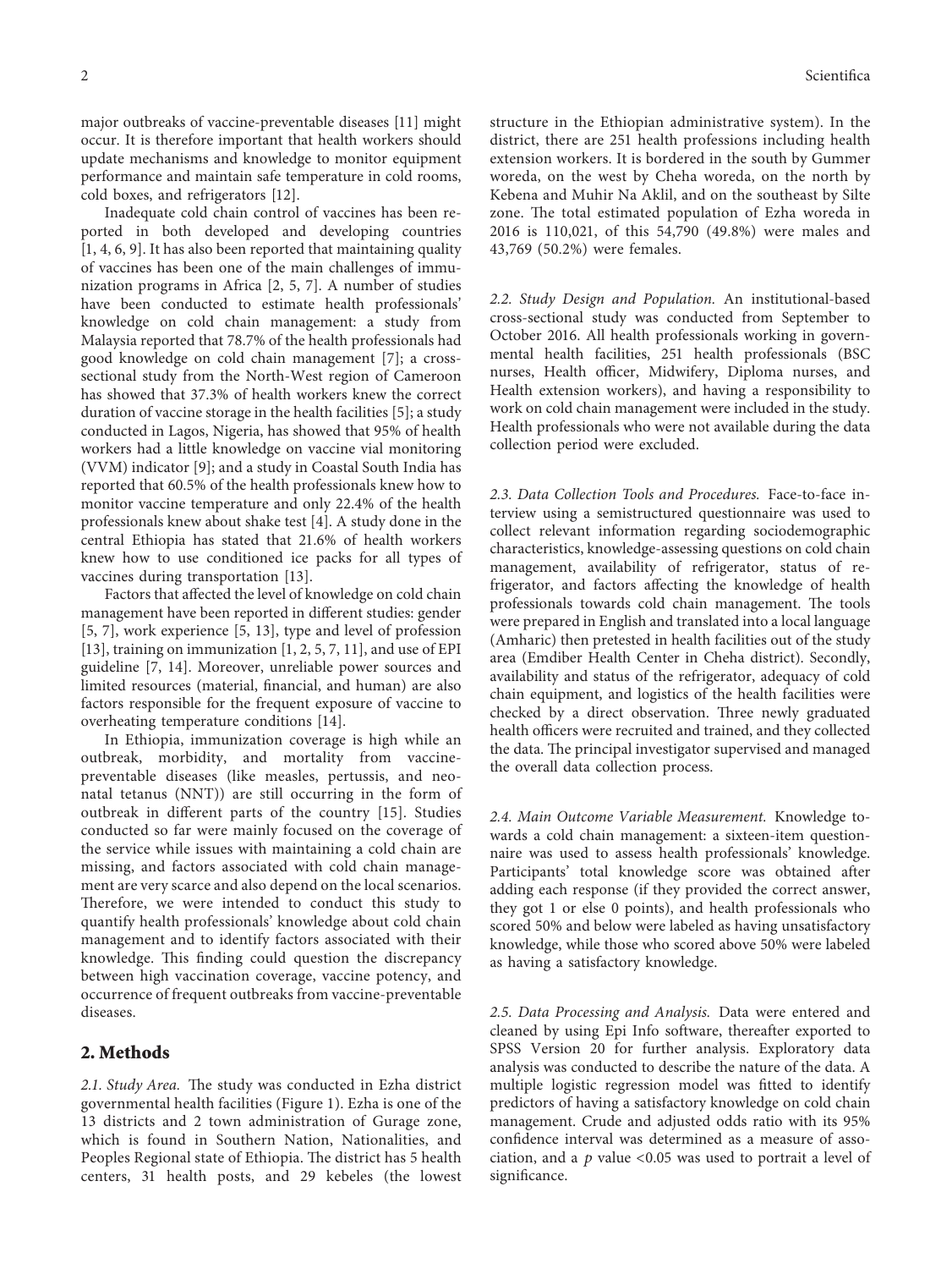major outbreaks of vaccine-preventable diseases [11] might occur. It is therefore important that health workers should update mechanisms and knowledge to monitor equipment performance and maintain safe temperature in cold rooms, cold boxes, and refrigerators [12].

Inadequate cold chain control of vaccines has been reported in both developed and developing countries [1, 4, 6, 9]. It has also been reported that maintaining quality of vaccines has been one of the main challenges of immunization programs in Africa [2, 5, 7]. A number of studies have been conducted to estimate health professionals' knowledge on cold chain management: a study from Malaysia reported that 78.7% of the health professionals had good knowledge on cold chain management [7]; a cross-sectional study from the North-West region of Cameroon has showed that 37.3% of health workers knew the correct duration of vaccine storage in the health facilities [5]; a study conducted in Lagos, Nigeria, has showed that 95% of health workers had a little knowledge on vaccine vial monitoring (VVM) indicator [9]; and a study in Coastal South India has reported that 60.5% of the health professionals knew how to monitor vaccine temperature and only 22.4% of the health professionals knew about shake test [4]. A study done in the central Ethiopia has stated that 21.6% of health workers knew how to use conditioned ice packs for all types of vaccines during transportation [13].

Factors that affected the level of knowledge on cold chain management have been reported in different studies: gender [5, 7], work experience [5, 13], type and level of profession [13], training on immunization [1, 2, 5, 7, 11], and use of EPI guideline [7, 14]. Moreover, unreliable power sources and limited resources (material, financial, and human) are also factors responsible for the frequent exposure of vaccine to overheating temperature conditions [14].

In Ethiopia, immunization coverage is high while an outbreak, morbidity, and mortality from vaccine-preventable diseases (like measles, pertussis, and neonatal tetanus (NNT)) are still occurring in the form of outbreak in different parts of the country [15]. Studies conducted so far were mainly focused on the coverage of the service while issues with maintaining a cold chain are missing, and factors associated with cold chain management are very scarce and also depend on the local scenarios. Therefore, we were intended to conduct this study to quantify health professionals' knowledge about cold chain management and to identify factors associated with their knowledge. This finding could question the discrepancy between high vaccination coverage, vaccine potency, and occurrence of frequent outbreaks from vaccine-preventable diseases.

## 2. Methods

*2.1. Study Area.* The study was conducted in Ezha district governmental health facilities (Figure 1). Ezha is one of the 13 districts and 2 town administration of Gurage zone, which is found in Southern Nation, Nationalities, and Peoples Regional state of Ethiopia. The district has 5 health centers, 31 health posts, and 29 kebeles (the lowest structure in the Ethiopian administrative system). In the district, there are 251 health professions including health extension workers. It is bordered in the south by Gummer woreda, on the west by Cheha woreda, on the north by Kebena and Muhir Na Aklil, and on the southeast by Silte zone. The total estimated population of Ezha woreda in 2016 is 110,021, of this 54,790 (49.8%) were males and 43,769 (50.2%) were females.

*2.2. Study Design and Population.* An institutional-based cross-sectional study was conducted from September to October 2016. All health professionals working in governmental health facilities, 251 health professionals (BSC nurses, Health officer, Midwifery, Diploma nurses, and Health extension workers), and having a responsibility to work on cold chain management were included in the study. Health professionals who were not available during the data collection period were excluded.

*2.3. Data Collection Tools and Procedures.* Face-to-face interview using a semistructured questionnaire was used to collect relevant information regarding sociodemographic characteristics, knowledge-assessing questions on cold chain management, availability of refrigerator, status of refrigerator, and factors affecting the knowledge of health professionals towards cold chain management. The tools were prepared in English and translated into a local language (Amharic) then pretested in health facilities out of the study area (Emdiber Health Center in Cheha district). Secondly, availability and status of the refrigerator, adequacy of cold chain equipment, and logistics of the health facilities were checked by a direct observation. Three newly graduated health officers were recruited and trained, and they collected the data. The principal investigator supervised and managed the overall data collection process.

*2.4. Main Outcome Variable Measurement.* Knowledge towards a cold chain management: a sixteen-item questionnaire was used to assess health professionals' knowledge. Participants' total knowledge score was obtained after adding each response (if they provided the correct answer, they got 1 or else 0 points), and health professionals who scored 50% and below were labeled as having unsatisfactory knowledge, while those who scored above 50% were labeled as having a satisfactory knowledge.

*2.5. Data Processing and Analysis.* Data were entered and cleaned by using Epi Info software, thereafter exported to SPSS Version 20 for further analysis. Exploratory data analysis was conducted to describe the nature of the data. A multiple logistic regression model was fitted to identify predictors of having a satisfactory knowledge on cold chain management. Crude and adjusted odds ratio with its 95% confidence interval was determined as a measure of association, and a $p$ value $<0.05$ was used to portrait a level of significance.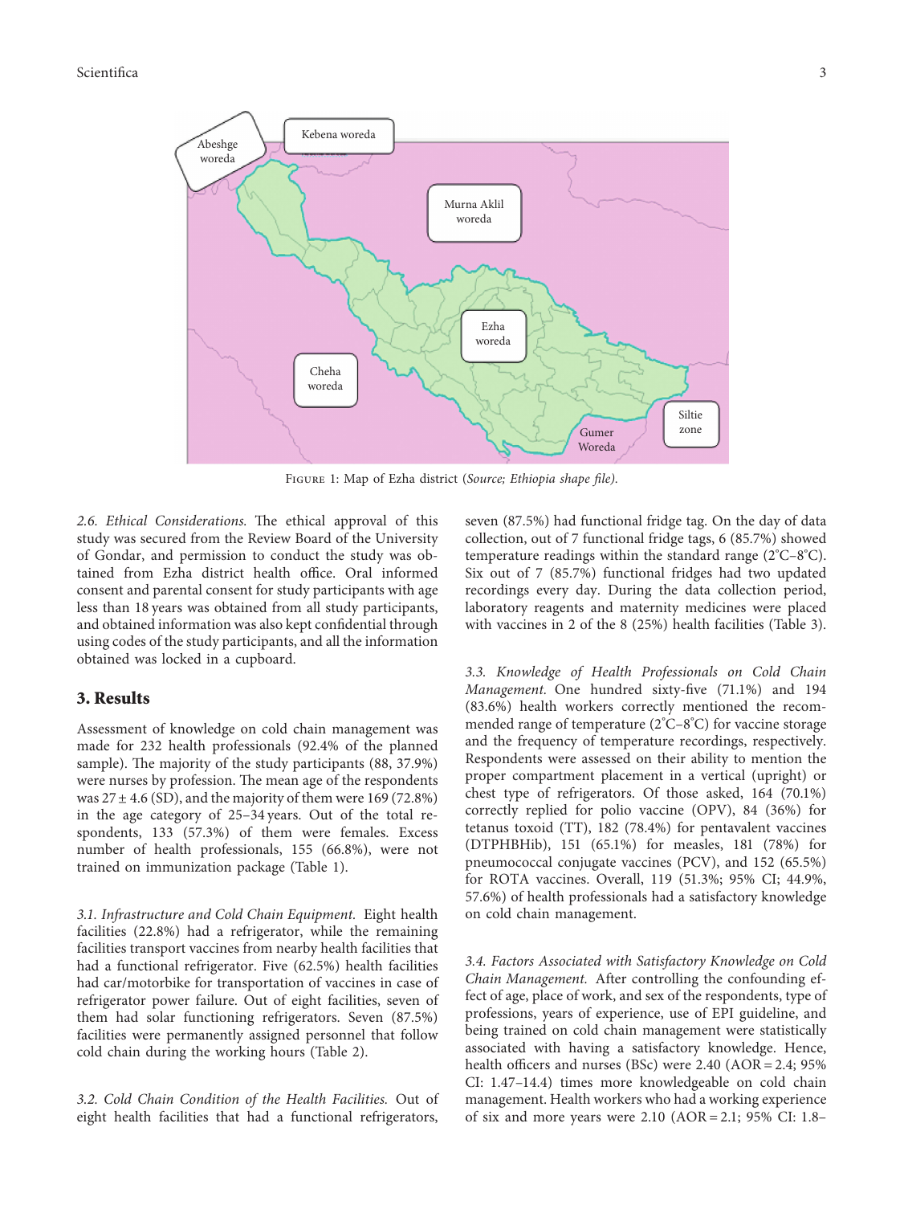Figure 1: Map of Ezha district (*Source; Ethiopia shape file*).

*2.6. Ethical Considerations.* The ethical approval of this study was secured from the Review Board of the University of Gondar, and permission to conduct the study was obtained from Ezha district health office. Oral informed consent and parental consent for study participants with age less than 18 years was obtained from all study participants, and obtained information was also kept confidential through using codes of the study participants, and all the information obtained was locked in a cupboard.

## 3. Results

Assessment of knowledge on cold chain management was made for 232 health professionals (92.4% of the planned sample). The majority of the study participants (88, 37.9%) were nurses by profession. The mean age of the respondents was 27 ± 4.6 (SD), and the majority of them were 169 (72.8%) in the age category of 25–34 years. Out of the total respondents, 133 (57.3%) of them were females. Excess number of health professionals, 155 (66.8%), were not trained on immunization package (Table 1).

*3.1. Infrastructure and Cold Chain Equipment.* Eight health facilities (22.8%) had a refrigerator, while the remaining facilities transport vaccines from nearby health facilities that had a functional refrigerator. Five (62.5%) health facilities had car/motorbike for transportation of vaccines in case of refrigerator power failure. Out of eight facilities, seven of them had solar functioning refrigerators. Seven (87.5%) facilities were permanently assigned personnel that follow cold chain during the working hours (Table 2).

*3.2. Cold Chain Condition of the Health Facilities.* Out of eight health facilities that had a functional refrigerators, seven (87.5%) had functional fridge tag. On the day of data collection, out of 7 functional fridge tags, 6 (85.7%) showed temperature readings within the standard range (2°C–8°C). Six out of 7 (85.7%) functional fridges had two updated recordings every day. During the data collection period, laboratory reagents and maternity medicines were placed with vaccines in 2 of the 8 (25%) health facilities (Table 3).

*3.3. Knowledge of Health Professionals on Cold Chain Management.* One hundred sixty-five (71.1%) and 194 (83.6%) health workers correctly mentioned the recommended range of temperature (2°C–8°C) for vaccine storage and the frequency of temperature recordings, respectively. Respondents were assessed on their ability to mention the proper compartment placement in a vertical (upright) or chest type of refrigerators. Of those asked, 164 (70.1%) correctly replied for polio vaccine (OPV), 84 (36%) for tetanus toxoid (TT), 182 (78.4%) for pentavalent vaccines (DTPHBHib), 151 (65.1%) for measles, 181 (78%) for pneumococcal conjugate vaccines (PCV), and 152 (65.5%) for ROTA vaccines. Overall, 119 (51.3%; 95% CI; 44.9%, 57.6%) of health professionals had a satisfactory knowledge on cold chain management.

*3.4. Factors Associated with Satisfactory Knowledge on Cold Chain Management.* After controlling the confounding effect of age, place of work, and sex of the respondents, type of professions, years of experience, use of EPI guideline, and being trained on cold chain management were statistically associated with having a satisfactory knowledge. Hence, health officers and nurses (BSc) were 2.40 (AOR = 2.4; 95% CI: 1.47–14.4) times more knowledgeable on cold chain management. Health workers who had a working experience of six and more years were 2.10 (AOR = 2.1; 95% CI: 1.8–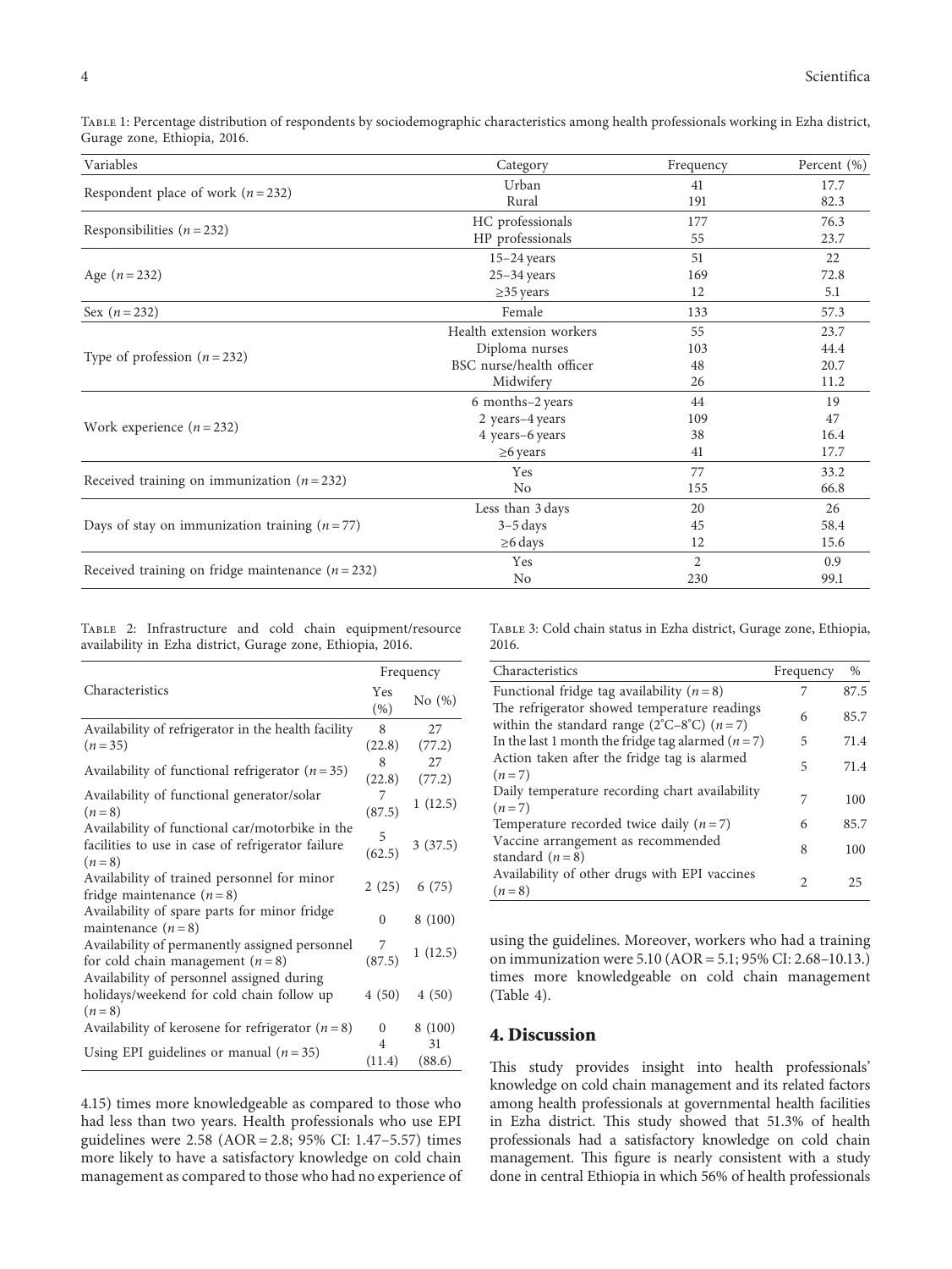Table 1: Percentage distribution of respondents by sociodemographic characteristics among health professionals working in Ezha district, Gurage zone, Ethiopia, 2016.

| Variables | Category | Frequency | Percent (%) |
|---|---|---|---|
| Respondent place of work ($n = 232$) | Urban | 41 | 17.7 |
| | Rural | 191 | 82.3 |
| Responsibilities ($n = 232$) | HC professionals | 177 | 76.3 |
| | HP professionals | 55 | 23.7 |
| Age ($n = 232$) | 15–24 years | 51 | 22 |
| | 25–34 years | 169 | 72.8 |
| | ≥35 years | 12 | 5.1 |
| Sex ($n = 232$) | Female | 133 | 57.3 |
| Type of profession ($n = 232$) | Health extension workers | 55 | 23.7 |
| | Diploma nurses | 103 | 44.4 |
| | BSC nurse/health officer | 48 | 20.7 |
| | Midwifery | 26 | 11.2 |
| Work experience ($n = 232$) | 6 months–2 years | 44 | 19 |
| | 2 years–4 years | 109 | 47 |
| | 4 years–6 years | 38 | 16.4 |
| | ≥6 years | 41 | 17.7 |
| Received training on immunization ($n = 232$) | Yes | 77 | 33.2 |
| | No | 155 | 66.8 |
| Days of stay on immunization training ($n = 77$) | Less than 3 days | 20 | 26 |
| | 3–5 days | 45 | 58.4 |
| | ≥6 days | 12 | 15.6 |
| Received training on fridge maintenance ($n = 232$) | Yes | 2 | 0.9 |
| | No | 230 | 99.1 |

Table 2: Infrastructure and cold chain equipment/resource availability in Ezha district, Gurage zone, Ethiopia, 2016.

| Characteristics | Frequency | |
|---|---|---|
| | Yes (%) | No (%) |
| Availability of refrigerator in the health facility ($n = 35$) | 8 (22.8) | 27 (77.2) |
| Availability of functional refrigerator ($n = 35$) | 8 (22.8) | 27 (77.2) |
| Availability of functional generator/solar ($n = 8$) | 7 (87.5) | 1 (12.5) |
| Availability of functional car/motorbike in the facilities to use in case of refrigerator failure ($n = 8$) | 5 (62.5) | 3 (37.5) |
| Availability of trained personnel for minor fridge maintenance ($n = 8$) | 2 (25) | 6 (75) |
| Availability of spare parts for minor fridge maintenance ($n = 8$) | 0 | 8 (100) |
| Availability of permanently assigned personnel for cold chain management ($n = 8$) | 7 (87.5) | 1 (12.5) |
| Availability of personnel assigned during holidays/weekend for cold chain follow up ($n = 8$) | 4 (50) | 4 (50) |
| Availability of kerosene for refrigerator ($n = 8$) | 0 | 8 (100) |
| Using EPI guidelines or manual ($n = 35$) | 4 (11.4) | 31 (88.6) |

4.15) times more knowledgeable as compared to those who had less than two years. Health professionals who use EPI guidelines were 2.58 (AOR = 2.8; 95% CI: 1.47–5.57) times more likely to have a satisfactory knowledge on cold chain management as compared to those who had no experience of

Table 3: Cold chain status in Ezha district, Gurage zone, Ethiopia, 2016.

| Characteristics | Frequency | % |
|---|---|---|
| Functional fridge tag availability ($n = 8$) | 7 | 87.5 |
| The refrigerator showed temperature readings within the standard range (2°C–8°C) ($n = 7$) | 6 | 85.7 |
| In the last 1 month the fridge tag alarmed ($n = 7$) | 5 | 71.4 |
| Action taken after the fridge tag is alarmed ($n = 7$) | 5 | 71.4 |
| Daily temperature recording chart availability ($n = 7$) | 7 | 100 |
| Temperature recorded twice daily ($n = 7$) | 6 | 85.7 |
| Vaccine arrangement as recommended standard ($n = 8$) | 8 | 100 |
| Availability of other drugs with EPI vaccines ($n = 8$) | 2 | 25 |

using the guidelines. Moreover, workers who had a training on immunization were 5.10 (AOR = 5.1; 95% CI: 2.68–10.13.) times more knowledgeable on cold chain management (Table 4).

## 4. Discussion

This study provides insight into health professionals' knowledge on cold chain management and its related factors among health professionals at governmental health facilities in Ezha district. This study showed that 51.3% of health professionals had a satisfactory knowledge on cold chain management. This figure is nearly consistent with a study done in central Ethiopia in which 56% of health professionals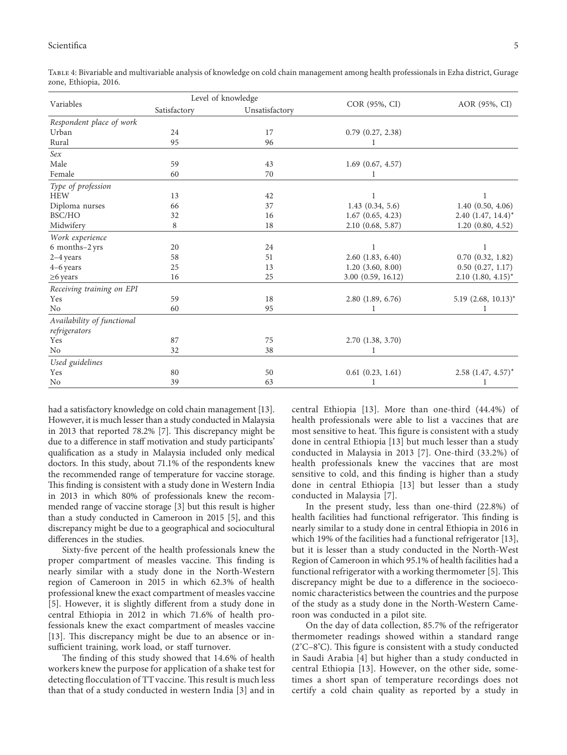Table 4: Bivariable and multivariable analysis of knowledge on cold chain management among health professionals in Ezha district, Gurage zone, Ethiopia, 2016.

| Variables | Level of knowledge | | COR (95%, CI) | AOR (95%, CI) |
|---|---|---|---|---|
| | Satisfactory | Unsatisfactory | | |
| *Respondent place of work* | | | | |
| Urban | 24 | 17 | 0.79 (0.27, 2.38) | |
| Rural | 95 | 96 | 1 | |
| *Sex* | | | | |
| Male | 59 | 43 | 1.69 (0.67, 4.57) | |
| Female | 60 | 70 | 1 | |
| *Type of profession* | | | | |
| HEW | 13 | 42 | 1 | 1 |
| Diploma nurses | 66 | 37 | 1.43 (0.34, 5.6) | 1.40 (0.50, 4.06) |
| BSC/HO | 32 | 16 | 1.67 (0.65, 4.23) | 2.40 (1.47, 14.4)* |
| Midwifery | 8 | 18 | 2.10 (0.68, 5.87) | 1.20 (0.80, 4.52) |
| *Work experience* | | | | |
| 6 months–2 yrs | 20 | 24 | 1 | 1 |
| 2–4 years | 58 | 51 | 2.60 (1.83, 6.40) | 0.70 (0.32, 1.82) |
| 4–6 years | 25 | 13 | 1.20 (3.60, 8.00) | 0.50 (0.27, 1.17) |
| ≥6 years | 16 | 25 | 3.00 (0.59, 16.12) | 2.10 (1.80, 4.15)* |
| *Receiving training on EPI* | | | | |
| Yes | 59 | 18 | 2.80 (1.89, 6.76) | 5.19 (2.68, 10.13)* |
| No | 60 | 95 | 1 | 1 |
| *Availability of functional refrigerators* | | | | |
| Yes | 87 | 75 | 2.70 (1.38, 3.70) | |
| No | 32 | 38 | 1 | |
| *Used guidelines* | | | | |
| Yes | 80 | 50 | 0.61 (0.23, 1.61) | 2.58 (1.47, 4.57)* |
| No | 39 | 63 | 1 | 1 |

had a satisfactory knowledge on cold chain management [13]. However, it is much lesser than a study conducted in Malaysia in 2013 that reported 78.2% [7]. This discrepancy might be due to a difference in staff motivation and study participants' qualification as a study in Malaysia included only medical doctors. In this study, about 71.1% of the respondents knew the recommended range of temperature for vaccine storage. This finding is consistent with a study done in Western India in 2013 in which 80% of professionals knew the recommended range of vaccine storage [3] but this result is higher than a study conducted in Cameroon in 2015 [5], and this discrepancy might be due to a geographical and sociocultural differences in the studies.

Sixty-five percent of the health professionals knew the proper compartment of measles vaccine. This finding is nearly similar with a study done in the North-Western region of Cameroon in 2015 in which 62.3% of health professional knew the exact compartment of measles vaccine [5]. However, it is slightly different from a study done in central Ethiopia in 2012 in which 71.6% of health professionals knew the exact compartment of measles vaccine [13]. This discrepancy might be due to an absence or insufficient training, work load, or staff turnover.

The finding of this study showed that 14.6% of health workers knew the purpose for application of a shake test for detecting flocculation of TT vaccine. This result is much less than that of a study conducted in western India [3] and in central Ethiopia [13]. More than one-third (44.4%) of health professionals were able to list a vaccines that are most sensitive to heat. This figure is consistent with a study done in central Ethiopia [13] but much lesser than a study conducted in Malaysia in 2013 [7]. One-third (33.2%) of health professionals knew the vaccines that are most sensitive to cold, and this finding is higher than a study done in central Ethiopia [13] but lesser than a study conducted in Malaysia [7].

In the present study, less than one-third (22.8%) of health facilities had functional refrigerator. This finding is nearly similar to a study done in central Ethiopia in 2016 in which 19% of the facilities had a functional refrigerator [13], but it is lesser than a study conducted in the North-West Region of Cameroon in which 95.1% of health facilities had a functional refrigerator with a working thermometer [5]. This discrepancy might be due to a difference in the socioeconomic characteristics between the countries and the purpose of the study as a study done in the North-Western Cameroon was conducted in a pilot site.

On the day of data collection, 85.7% of the refrigerator thermometer readings showed within a standard range (2°C–8°C). This figure is consistent with a study conducted in Saudi Arabia [4] but higher than a study conducted in central Ethiopia [13]. However, on the other side, sometimes a short span of temperature recordings does not certify a cold chain quality as reported by a study in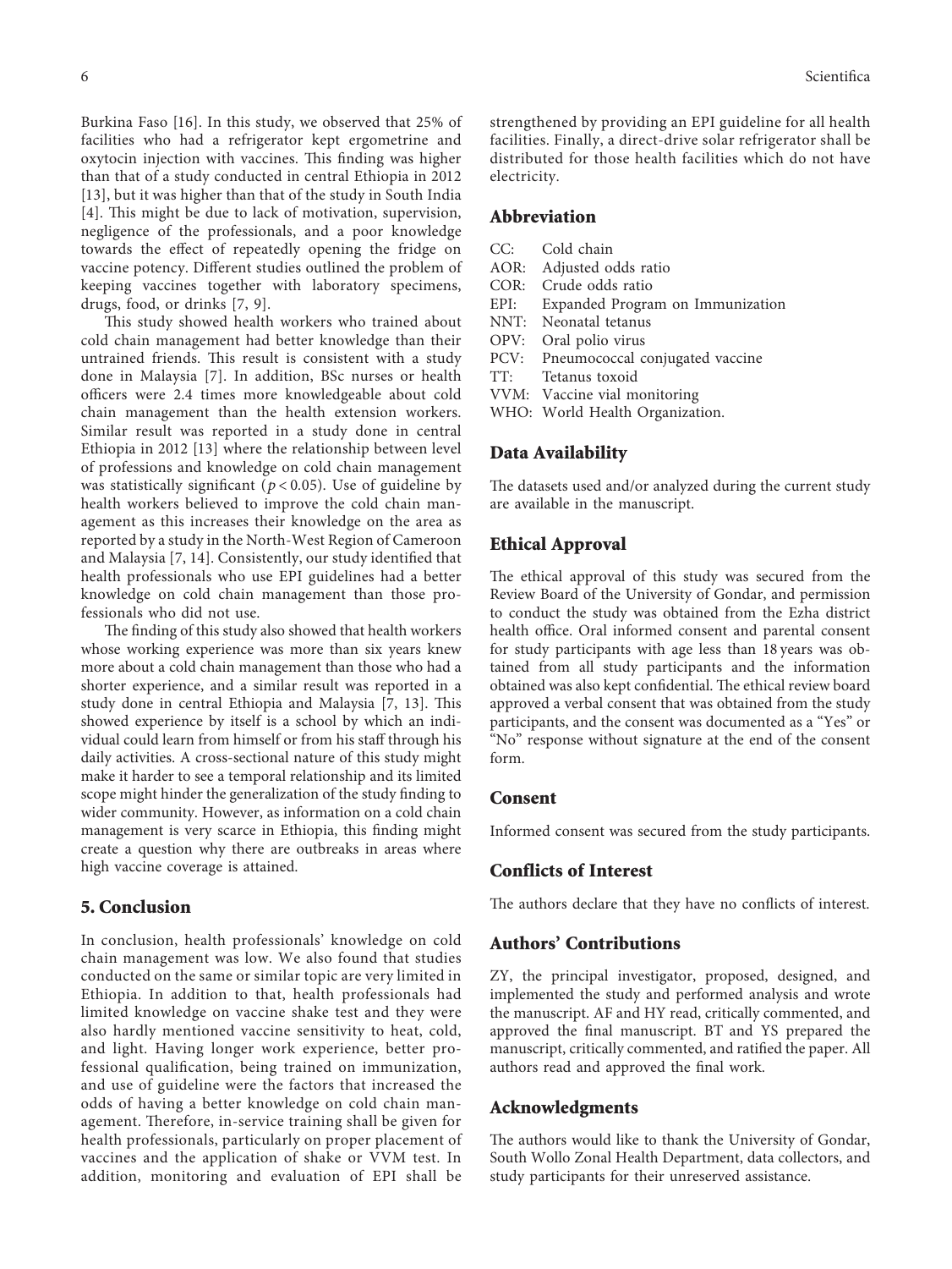Burkina Faso [16]. In this study, we observed that 25% of facilities who had a refrigerator kept ergometrine and oxytocin injection with vaccines. This finding was higher than that of a study conducted in central Ethiopia in 2012 [13], but it was higher than that of the study in South India [4]. This might be due to lack of motivation, supervision, negligence of the professionals, and a poor knowledge towards the effect of repeatedly opening the fridge on vaccine potency. Different studies outlined the problem of keeping vaccines together with laboratory specimens, drugs, food, or drinks [7, 9].

This study showed health workers who trained about cold chain management had better knowledge than their untrained friends. This result is consistent with a study done in Malaysia [7]. In addition, BSc nurses or health officers were 2.4 times more knowledgeable about cold chain management than the health extension workers. Similar result was reported in a study done in central Ethiopia in 2012 [13] where the relationship between level of professions and knowledge on cold chain management was statistically significant ($p < 0.05$). Use of guideline by health workers believed to improve the cold chain management as this increases their knowledge on the area as reported by a study in the North-West Region of Cameroon and Malaysia [7, 14]. Consistently, our study identified that health professionals who use EPI guidelines had a better knowledge on cold chain management than those professionals who did not use.

The finding of this study also showed that health workers whose working experience was more than six years knew more about a cold chain management than those who had a shorter experience, and a similar result was reported in a study done in central Ethiopia and Malaysia [7, 13]. This showed experience by itself is a school by which an individual could learn from himself or from his staff through his daily activities. A cross-sectional nature of this study might make it harder to see a temporal relationship and its limited scope might hinder the generalization of the study finding to wider community. However, as information on a cold chain management is very scarce in Ethiopia, this finding might create a question why there are outbreaks in areas where high vaccine coverage is attained.

## 5. Conclusion

In conclusion, health professionals' knowledge on cold chain management was low. We also found that studies conducted on the same or similar topic are very limited in Ethiopia. In addition to that, health professionals had limited knowledge on vaccine shake test and they were also hardly mentioned vaccine sensitivity to heat, cold, and light. Having longer work experience, better professional qualification, being trained on immunization, and use of guideline were the factors that increased the odds of having a better knowledge on cold chain management. Therefore, in-service training shall be given for health professionals, particularly on proper placement of vaccines and the application of shake or VVM test. In addition, monitoring and evaluation of EPI shall be strengthened by providing an EPI guideline for all health facilities. Finally, a direct-drive solar refrigerator shall be distributed for those health facilities which do not have electricity.

## Abbreviation

CC: Cold chain
AOR: Adjusted odds ratio
COR: Crude odds ratio
EPI: Expanded Program on Immunization
NNT: Neonatal tetanus
OPV: Oral polio virus
PCV: Pneumococcal conjugated vaccine
TT: Tetanus toxoid
VVM: Vaccine vial monitoring
WHO: World Health Organization.

## Data Availability

The datasets used and/or analyzed during the current study are available in the manuscript.

## Ethical Approval

The ethical approval of this study was secured from the Review Board of the University of Gondar, and permission to conduct the study was obtained from the Ezha district health office. Oral informed consent and parental consent for study participants with age less than 18 years was obtained from all study participants and the information obtained was also kept confidential. The ethical review board approved a verbal consent that was obtained from the study participants, and the consent was documented as a "Yes" or "No" response without signature at the end of the consent form.

## Consent

Informed consent was secured from the study participants.

## Conflicts of Interest

The authors declare that they have no conflicts of interest.

## Authors' Contributions

ZY, the principal investigator, proposed, designed, and implemented the study and performed analysis and wrote the manuscript. AF and HY read, critically commented, and approved the final manuscript. BT and YS prepared the manuscript, critically commented, and ratified the paper. All authors read and approved the final work.

## Acknowledgments

The authors would like to thank the University of Gondar, South Wollo Zonal Health Department, data collectors, and study participants for their unreserved assistance.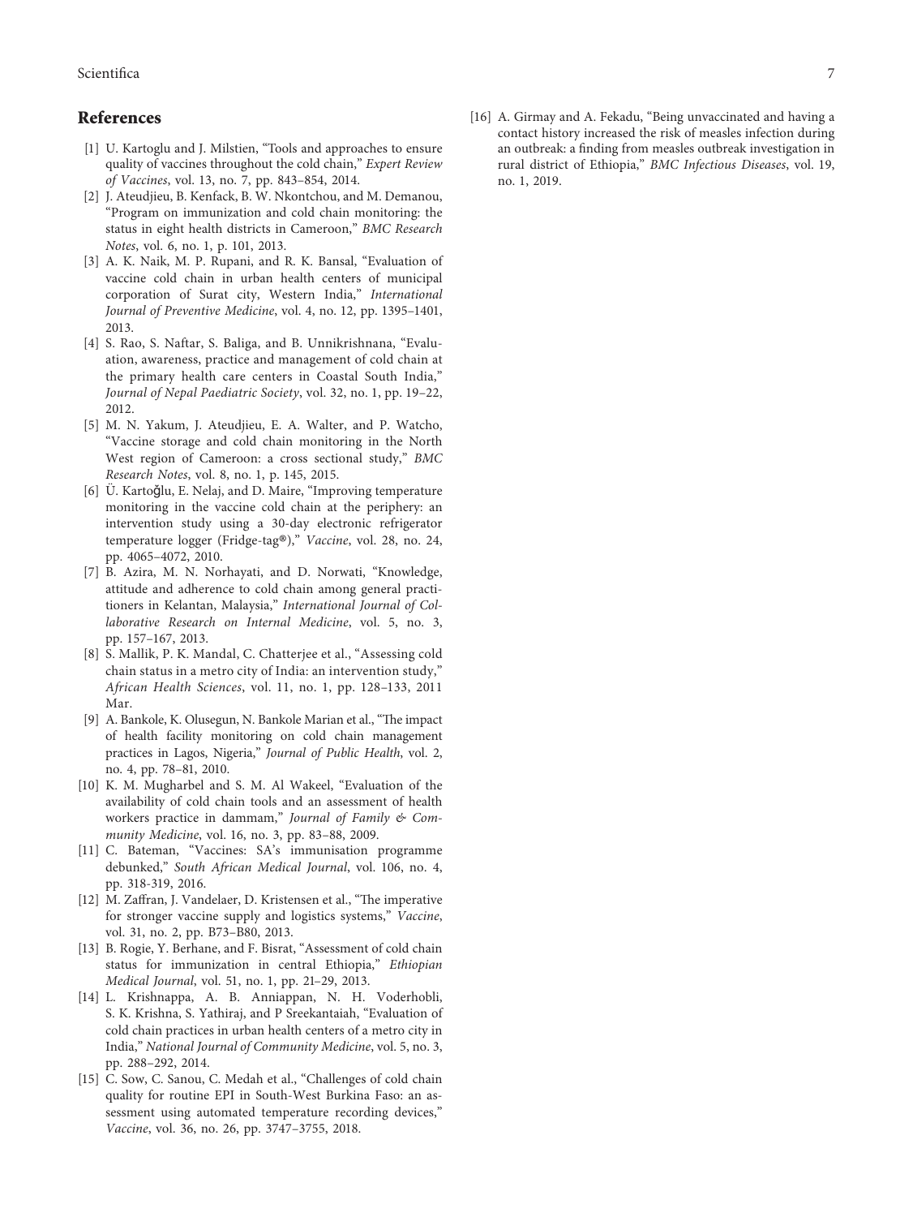## References

[1] U. Kartoglu and J. Milstien, "Tools and approaches to ensure quality of vaccines throughout the cold chain," *Expert Review of Vaccines*, vol. 13, no. 7, pp. 843–854, 2014.

[2] J. Ateudjieu, B. Kenfack, B. W. Nkontchou, and M. Demanou, "Program on immunization and cold chain monitoring: the status in eight health districts in Cameroon," *BMC Research Notes*, vol. 6, no. 1, p. 101, 2013.

[3] A. K. Naik, M. P. Rupani, and R. K. Bansal, "Evaluation of vaccine cold chain in urban health centers of municipal corporation of Surat city, Western India," *International Journal of Preventive Medicine*, vol. 4, no. 12, pp. 1395–1401, 2013.

[4] S. Rao, S. Naftar, S. Baliga, and B. Unnikrishnana, "Evaluation, awareness, practice and management of cold chain at the primary health care centers in Coastal South India," *Journal of Nepal Paediatric Society*, vol. 32, no. 1, pp. 19–22, 2012.

[5] M. N. Yakum, J. Ateudjieu, E. A. Walter, and P. Watcho, "Vaccine storage and cold chain monitoring in the North West region of Cameroon: a cross sectional study," *BMC Research Notes*, vol. 8, no. 1, p. 145, 2015.

[6] Ü. Kartoğlu, E. Nelaj, and D. Maire, "Improving temperature monitoring in the vaccine cold chain at the periphery: an intervention study using a 30-day electronic refrigerator temperature logger (Fridge-tag®)," *Vaccine*, vol. 28, no. 24, pp. 4065–4072, 2010.

[7] B. Azira, M. N. Norhayati, and D. Norwati, "Knowledge, attitude and adherence to cold chain among general practitioners in Kelantan, Malaysia," *International Journal of Collaborative Research on Internal Medicine*, vol. 5, no. 3, pp. 157–167, 2013.

[8] S. Mallik, P. K. Mandal, C. Chatterjee et al., "Assessing cold chain status in a metro city of India: an intervention study," *African Health Sciences*, vol. 11, no. 1, pp. 128–133, 2011 Mar.

[9] A. Bankole, K. Olusegun, N. Bankole Marian et al., "The impact of health facility monitoring on cold chain management practices in Lagos, Nigeria," *Journal of Public Health*, vol. 2, no. 4, pp. 78–81, 2010.

[10] K. M. Mugharbel and S. M. Al Wakeel, "Evaluation of the availability of cold chain tools and an assessment of health workers practice in dammam," *Journal of Family & Community Medicine*, vol. 16, no. 3, pp. 83–88, 2009.

[11] C. Bateman, "Vaccines: SA's immunisation programme debunked," *South African Medical Journal*, vol. 106, no. 4, pp. 318-319, 2016.

[12] M. Zaffran, J. Vandelaer, D. Kristensen et al., "The imperative for stronger vaccine supply and logistics systems," *Vaccine*, vol. 31, no. 2, pp. B73–B80, 2013.

[13] B. Rogie, Y. Berhane, and F. Bisrat, "Assessment of cold chain status for immunization in central Ethiopia," *Ethiopian Medical Journal*, vol. 51, no. 1, pp. 21–29, 2013.

[14] L. Krishnappa, A. B. Anniappan, N. H. Voderhobli, S. K. Krishna, S. Yathiraj, and P Sreekantaiah, "Evaluation of cold chain practices in urban health centers of a metro city in India," *National Journal of Community Medicine*, vol. 5, no. 3, pp. 288–292, 2014.

[15] C. Sow, C. Sanou, C. Medah et al., "Challenges of cold chain quality for routine EPI in South-West Burkina Faso: an assessment using automated temperature recording devices," *Vaccine*, vol. 36, no. 26, pp. 3747–3755, 2018.

[16] A. Girmay and A. Fekadu, "Being unvaccinated and having a contact history increased the risk of measles infection during an outbreak: a finding from measles outbreak investigation in rural district of Ethiopia," *BMC Infectious Diseases*, vol. 19, no. 1, 2019.